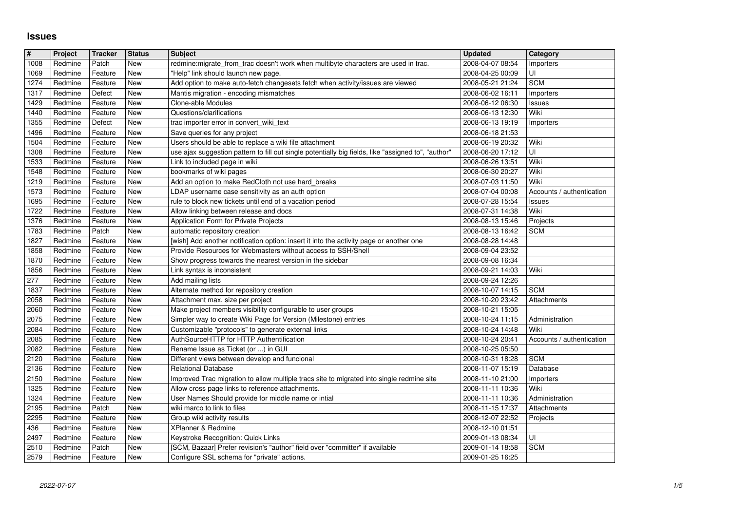# Issues

| # | Project | Tracker | Status | Subject | Updated | Category |
|---|---|---|---|---|---|---|
| 1008 | Redmine | Patch | New | redmine:migrate_from_trac doesn't work when multibyte characters are used in trac. | 2008-04-07 08:54 | Importers |
| 1069 | Redmine | Feature | New | "Help" link should launch new page. | 2008-04-25 00:09 | UI |
| 1274 | Redmine | Feature | New | Add option to make auto-fetch changesets fetch when activity/issues are viewed | 2008-05-21 21:24 | SCM |
| 1317 | Redmine | Defect | New | Mantis migration - encoding mismatches | 2008-06-02 16:11 | Importers |
| 1429 | Redmine | Feature | New | Clone-able Modules | 2008-06-12 06:30 | Issues |
| 1440 | Redmine | Feature | New | Questions/clarifications | 2008-06-13 12:30 | Wiki |
| 1355 | Redmine | Defect | New | trac importer error in convert_wiki_text | 2008-06-13 19:19 | Importers |
| 1496 | Redmine | Feature | New | Save queries for any project | 2008-06-18 21:53 | |
| 1504 | Redmine | Feature | New | Users should be able to replace a wiki file attachment | 2008-06-19 20:32 | Wiki |
| 1308 | Redmine | Feature | New | use ajax suggestion pattern to fill out single potentially big fields, like "assigned to", "author" | 2008-06-20 17:12 | UI |
| 1533 | Redmine | Feature | New | Link to included page in wiki | 2008-06-26 13:51 | Wiki |
| 1548 | Redmine | Feature | New | bookmarks of wiki pages | 2008-06-30 20:27 | Wiki |
| 1219 | Redmine | Feature | New | Add an option to make RedCloth not use hard_breaks | 2008-07-03 11:50 | Wiki |
| 1573 | Redmine | Feature | New | LDAP username case sensitivity as an auth option | 2008-07-04 00:08 | Accounts / authentication |
| 1695 | Redmine | Feature | New | rule to block new tickets until end of a vacation period | 2008-07-28 15:54 | Issues |
| 1722 | Redmine | Feature | New | Allow linking between release and docs | 2008-07-31 14:38 | Wiki |
| 1376 | Redmine | Feature | New | Application Form for Private Projects | 2008-08-13 15:46 | Projects |
| 1783 | Redmine | Patch | New | automatic repository creation | 2008-08-13 16:42 | SCM |
| 1827 | Redmine | Feature | New | [wish] Add another notification option: insert it into the activity page or another one | 2008-08-28 14:48 | |
| 1858 | Redmine | Feature | New | Provide Resources for Webmasters without access to SSH/Shell | 2008-09-04 23:52 | |
| 1870 | Redmine | Feature | New | Show progress towards the nearest version in the sidebar | 2008-09-08 16:34 | |
| 1856 | Redmine | Feature | New | Link syntax is inconsistent | 2008-09-21 14:03 | Wiki |
| 277 | Redmine | Feature | New | Add mailing lists | 2008-09-24 12:26 | |
| 1837 | Redmine | Feature | New | Alternate method for repository creation | 2008-10-07 14:15 | SCM |
| 2058 | Redmine | Feature | New | Attachment max. size per project | 2008-10-20 23:42 | Attachments |
| 2060 | Redmine | Feature | New | Make project members visibility configurable to user groups | 2008-10-21 15:05 | |
| 2075 | Redmine | Feature | New | Simpler way to create Wiki Page for Version (Milestone) entries | 2008-10-24 11:15 | Administration |
| 2084 | Redmine | Feature | New | Customizable "protocols" to generate external links | 2008-10-24 14:48 | Wiki |
| 2085 | Redmine | Feature | New | AuthSourceHTTP for HTTP Authentification | 2008-10-24 20:41 | Accounts / authentication |
| 2082 | Redmine | Feature | New | Rename Issue as Ticket (or ...) in GUI | 2008-10-25 05:50 | |
| 2120 | Redmine | Feature | New | Different views between develop and funcional | 2008-10-31 18:28 | SCM |
| 2136 | Redmine | Feature | New | Relational Database | 2008-11-07 15:19 | Database |
| 2150 | Redmine | Feature | New | Improved Trac migration to allow multiple tracs site to migrated into single redmine site | 2008-11-10 21:00 | Importers |
| 1325 | Redmine | Feature | New | Allow cross page links to reference attachments. | 2008-11-11 10:36 | Wiki |
| 1324 | Redmine | Feature | New | User Names Should provide for middle name or intial | 2008-11-11 10:36 | Administration |
| 2195 | Redmine | Patch | New | wiki marco to link to files | 2008-11-15 17:37 | Attachments |
| 2295 | Redmine | Feature | New | Group wiki activity results | 2008-12-07 22:52 | Projects |
| 436 | Redmine | Feature | New | XPlanner & Redmine | 2008-12-10 01:51 | |
| 2497 | Redmine | Feature | New | Keystroke Recognition: Quick Links | 2009-01-13 08:34 | UI |
| 2510 | Redmine | Patch | New | [SCM, Bazaar] Prefer revision's "author" field over "committer" if available | 2009-01-14 18:58 | SCM |
| 2579 | Redmine | Feature | New | Configure SSL schema for "private" actions. | 2009-01-25 16:25 | |

2022-07-07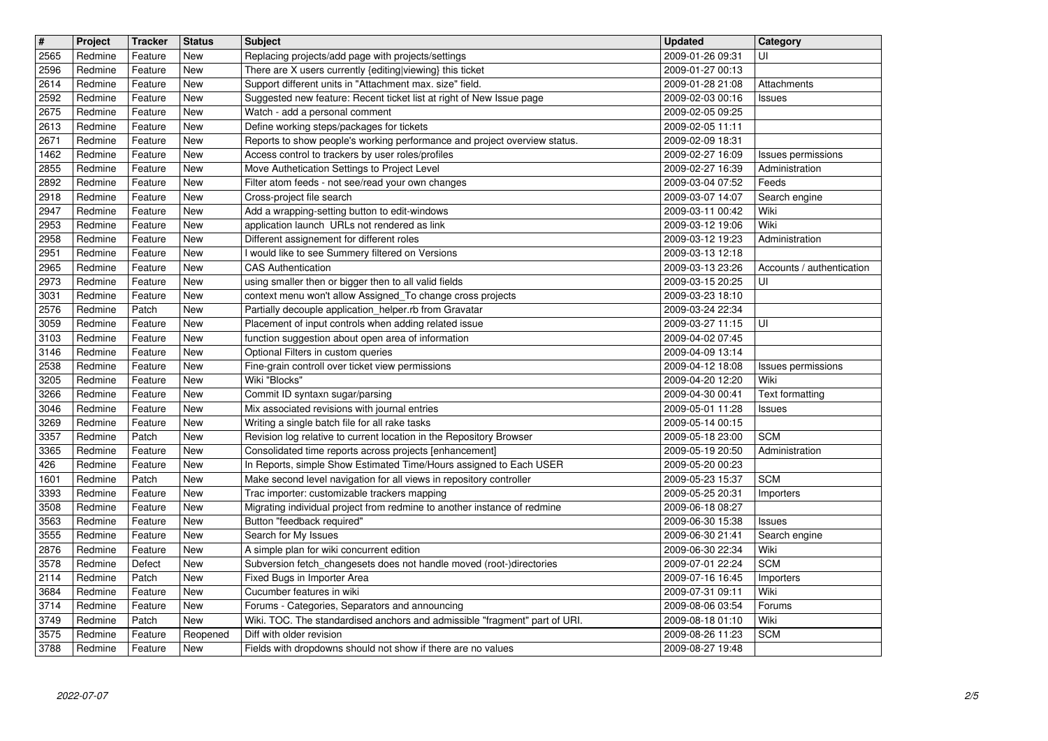| # | Project | Tracker | Status | Subject | Updated | Category |
|---|---|---|---|---|---|---|
| 2565 | Redmine | Feature | New | Replacing projects/add page with projects/settings | 2009-01-26 09:31 | UI |
| 2596 | Redmine | Feature | New | There are X users currently {editing\|viewing} this ticket | 2009-01-27 00:13 | |
| 2614 | Redmine | Feature | New | Support different units in "Attachment max. size" field. | 2009-01-28 21:08 | Attachments |
| 2592 | Redmine | Feature | New | Suggested new feature: Recent ticket list at right of New Issue page | 2009-02-03 00:16 | Issues |
| 2675 | Redmine | Feature | New | Watch - add a personal comment | 2009-02-05 09:25 | |
| 2613 | Redmine | Feature | New | Define working steps/packages for tickets | 2009-02-05 11:11 | |
| 2671 | Redmine | Feature | New | Reports to show people's working performance and project overview status. | 2009-02-09 18:31 | |
| 1462 | Redmine | Feature | New | Access control to trackers by user roles/profiles | 2009-02-27 16:09 | Issues permissions |
| 2855 | Redmine | Feature | New | Move Authetication Settings to Project Level | 2009-02-27 16:39 | Administration |
| 2892 | Redmine | Feature | New | Filter atom feeds - not see/read your own changes | 2009-03-04 07:52 | Feeds |
| 2918 | Redmine | Feature | New | Cross-project file search | 2009-03-07 14:07 | Search engine |
| 2947 | Redmine | Feature | New | Add a wrapping-setting button to edit-windows | 2009-03-11 00:42 | Wiki |
| 2953 | Redmine | Feature | New | application launch URLs not rendered as link | 2009-03-12 19:06 | Wiki |
| 2958 | Redmine | Feature | New | Different assignement for different roles | 2009-03-12 19:23 | Administration |
| 2951 | Redmine | Feature | New | I would like to see Summery filtered on Versions | 2009-03-13 12:18 | |
| 2965 | Redmine | Feature | New | CAS Authentication | 2009-03-13 23:26 | Accounts / authentication |
| 2973 | Redmine | Feature | New | using smaller then or bigger then to all valid fields | 2009-03-15 20:25 | UI |
| 3031 | Redmine | Feature | New | context menu won't allow Assigned_To change cross projects | 2009-03-23 18:10 | |
| 2576 | Redmine | Patch | New | Partially decouple application_helper.rb from Gravatar | 2009-03-24 22:34 | |
| 3059 | Redmine | Feature | New | Placement of input controls when adding related issue | 2009-03-27 11:15 | UI |
| 3103 | Redmine | Feature | New | function suggestion about open area of information | 2009-04-02 07:45 | |
| 3146 | Redmine | Feature | New | Optional Filters in custom queries | 2009-04-09 13:14 | |
| 2538 | Redmine | Feature | New | Fine-grain controll over ticket view permissions | 2009-04-12 18:08 | Issues permissions |
| 3205 | Redmine | Feature | New | Wiki "Blocks" | 2009-04-20 12:20 | Wiki |
| 3266 | Redmine | Feature | New | Commit ID syntaxn sugar/parsing | 2009-04-30 00:41 | Text formatting |
| 3046 | Redmine | Feature | New | Mix associated revisions with journal entries | 2009-05-01 11:28 | Issues |
| 3269 | Redmine | Feature | New | Writing a single batch file for all rake tasks | 2009-05-14 00:15 | |
| 3357 | Redmine | Patch | New | Revision log relative to current location in the Repository Browser | 2009-05-18 23:00 | SCM |
| 3365 | Redmine | Feature | New | Consolidated time reports across projects [enhancement] | 2009-05-19 20:50 | Administration |
| 426 | Redmine | Feature | New | In Reports, simple Show Estimated Time/Hours assigned to Each USER | 2009-05-20 00:23 | |
| 1601 | Redmine | Patch | New | Make second level navigation for all views in repository controller | 2009-05-23 15:37 | SCM |
| 3393 | Redmine | Feature | New | Trac importer: customizable trackers mapping | 2009-05-25 20:31 | Importers |
| 3508 | Redmine | Feature | New | Migrating individual project from redmine to another instance of redmine | 2009-06-18 08:27 | |
| 3563 | Redmine | Feature | New | Button "feedback required" | 2009-06-30 15:38 | Issues |
| 3555 | Redmine | Feature | New | Search for My Issues | 2009-06-30 21:41 | Search engine |
| 2876 | Redmine | Feature | New | A simple plan for wiki concurrent edition | 2009-06-30 22:34 | Wiki |
| 3578 | Redmine | Defect | New | Subversion fetch_changesets does not handle moved (root-)directories | 2009-07-01 22:24 | SCM |
| 2114 | Redmine | Patch | New | Fixed Bugs in Importer Area | 2009-07-16 16:45 | Importers |
| 3684 | Redmine | Feature | New | Cucumber features in wiki | 2009-07-31 09:11 | Wiki |
| 3714 | Redmine | Feature | New | Forums - Categories, Separators and announcing | 2009-08-06 03:54 | Forums |
| 3749 | Redmine | Patch | New | Wiki. TOC. The standardised anchors and admissible "fragment" part of URI. | 2009-08-18 01:10 | Wiki |
| 3575 | Redmine | Feature | Reopened | Diff with older revision | 2009-08-26 11:23 | SCM |
| 3788 | Redmine | Feature | New | Fields with dropdowns should not show if there are no values | 2009-08-27 19:48 | |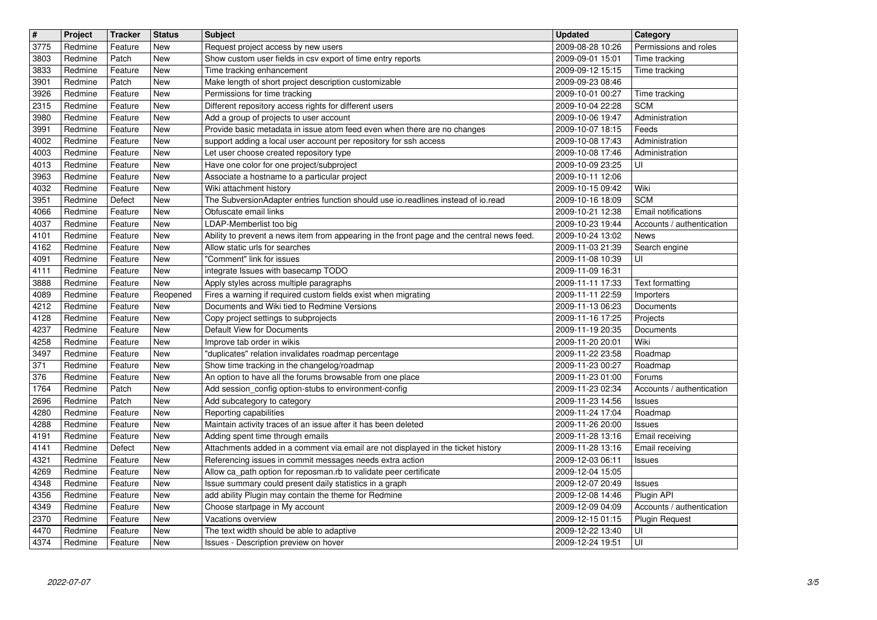| # | Project | Tracker | Status | Subject | Updated | Category |
| --- | --- | --- | --- | --- | --- | --- |
| 3775 | Redmine | Feature | New | Request project access by new users | 2009-08-28 10:26 | Permissions and roles |
| 3803 | Redmine | Patch | New | Show custom user fields in csv export of time entry reports | 2009-09-01 15:01 | Time tracking |
| 3833 | Redmine | Feature | New | Time tracking enhancement | 2009-09-12 15:15 | Time tracking |
| 3901 | Redmine | Patch | New | Make length of short project description customizable | 2009-09-23 08:46 | |
| 3926 | Redmine | Feature | New | Permissions for time tracking | 2009-10-01 00:27 | Time tracking |
| 2315 | Redmine | Feature | New | Different repository access rights for different users | 2009-10-04 22:28 | SCM |
| 3980 | Redmine | Feature | New | Add a group of projects to user account | 2009-10-06 19:47 | Administration |
| 3991 | Redmine | Feature | New | Provide basic metadata in issue atom feed even when there are no changes | 2009-10-07 18:15 | Feeds |
| 4002 | Redmine | Feature | New | support adding a local user account per repository for ssh access | 2009-10-08 17:43 | Administration |
| 4003 | Redmine | Feature | New | Let user choose created repository type | 2009-10-08 17:46 | Administration |
| 4013 | Redmine | Feature | New | Have one color for one project/subproject | 2009-10-09 23:25 | UI |
| 3963 | Redmine | Feature | New | Associate a hostname to a particular project | 2009-10-11 12:06 | |
| 4032 | Redmine | Feature | New | Wiki attachment history | 2009-10-15 09:42 | Wiki |
| 3951 | Redmine | Defect | New | The SubversionAdapter entries function should use io.readlines instead of io.read | 2009-10-16 18:09 | SCM |
| 4066 | Redmine | Feature | New | Obfuscate email links | 2009-10-21 12:38 | Email notifications |
| 4037 | Redmine | Feature | New | LDAP-Memberlist too big | 2009-10-23 19:44 | Accounts / authentication |
| 4101 | Redmine | Feature | New | Ability to prevent a news item from appearing in the front page and the central news feed. | 2009-10-24 13:02 | News |
| 4162 | Redmine | Feature | New | Allow static urls for searches | 2009-11-03 21:39 | Search engine |
| 4091 | Redmine | Feature | New | "Comment" link for issues | 2009-11-08 10:39 | UI |
| 4111 | Redmine | Feature | New | integrate Issues with basecamp TODO | 2009-11-09 16:31 | |
| 3888 | Redmine | Feature | New | Apply styles across multiple paragraphs | 2009-11-11 17:33 | Text formatting |
| 4089 | Redmine | Feature | Reopened | Fires a warning if required custom fields exist when migrating | 2009-11-11 22:59 | Importers |
| 4212 | Redmine | Feature | New | Documents and Wiki tied to Redmine Versions | 2009-11-13 06:23 | Documents |
| 4128 | Redmine | Feature | New | Copy project settings to subprojects | 2009-11-16 17:25 | Projects |
| 4237 | Redmine | Feature | New | Default View for Documents | 2009-11-19 20:35 | Documents |
| 4258 | Redmine | Feature | New | Improve tab order in wikis | 2009-11-20 20:01 | Wiki |
| 3497 | Redmine | Feature | New | "duplicates" relation invalidates roadmap percentage | 2009-11-22 23:58 | Roadmap |
| 371 | Redmine | Feature | New | Show time tracking in the changelog/roadmap | 2009-11-23 00:27 | Roadmap |
| 376 | Redmine | Feature | New | An option to have all the forums browsable from one place | 2009-11-23 01:00 | Forums |
| 1764 | Redmine | Patch | New | Add session_config option-stubs to environment-config | 2009-11-23 02:34 | Accounts / authentication |
| 2696 | Redmine | Patch | New | Add subcategory to category | 2009-11-23 14:56 | Issues |
| 4280 | Redmine | Feature | New | Reporting capabilities | 2009-11-24 17:04 | Roadmap |
| 4288 | Redmine | Feature | New | Maintain activity traces of an issue after it has been deleted | 2009-11-26 20:00 | Issues |
| 4191 | Redmine | Feature | New | Adding spent time through emails | 2009-11-28 13:16 | Email receiving |
| 4141 | Redmine | Defect | New | Attachments added in a comment via email are not displayed in the ticket history | 2009-11-28 13:16 | Email receiving |
| 4321 | Redmine | Feature | New | Referencing issues in commit messages needs extra action | 2009-12-03 06:11 | Issues |
| 4269 | Redmine | Feature | New | Allow ca_path option for reposman.rb to validate peer certificate | 2009-12-04 15:05 | |
| 4348 | Redmine | Feature | New | Issue summary could present daily statistics in a graph | 2009-12-07 20:49 | Issues |
| 4356 | Redmine | Feature | New | add ability Plugin may contain the theme for Redmine | 2009-12-08 14:46 | Plugin API |
| 4349 | Redmine | Feature | New | Choose startpage in My account | 2009-12-09 04:09 | Accounts / authentication |
| 2370 | Redmine | Feature | New | Vacations overview | 2009-12-15 01:15 | Plugin Request |
| 4470 | Redmine | Feature | New | The text width should be able to adaptive | 2009-12-22 13:40 | UI |
| 4374 | Redmine | Feature | New | Issues - Description preview on hover | 2009-12-24 19:51 | UI |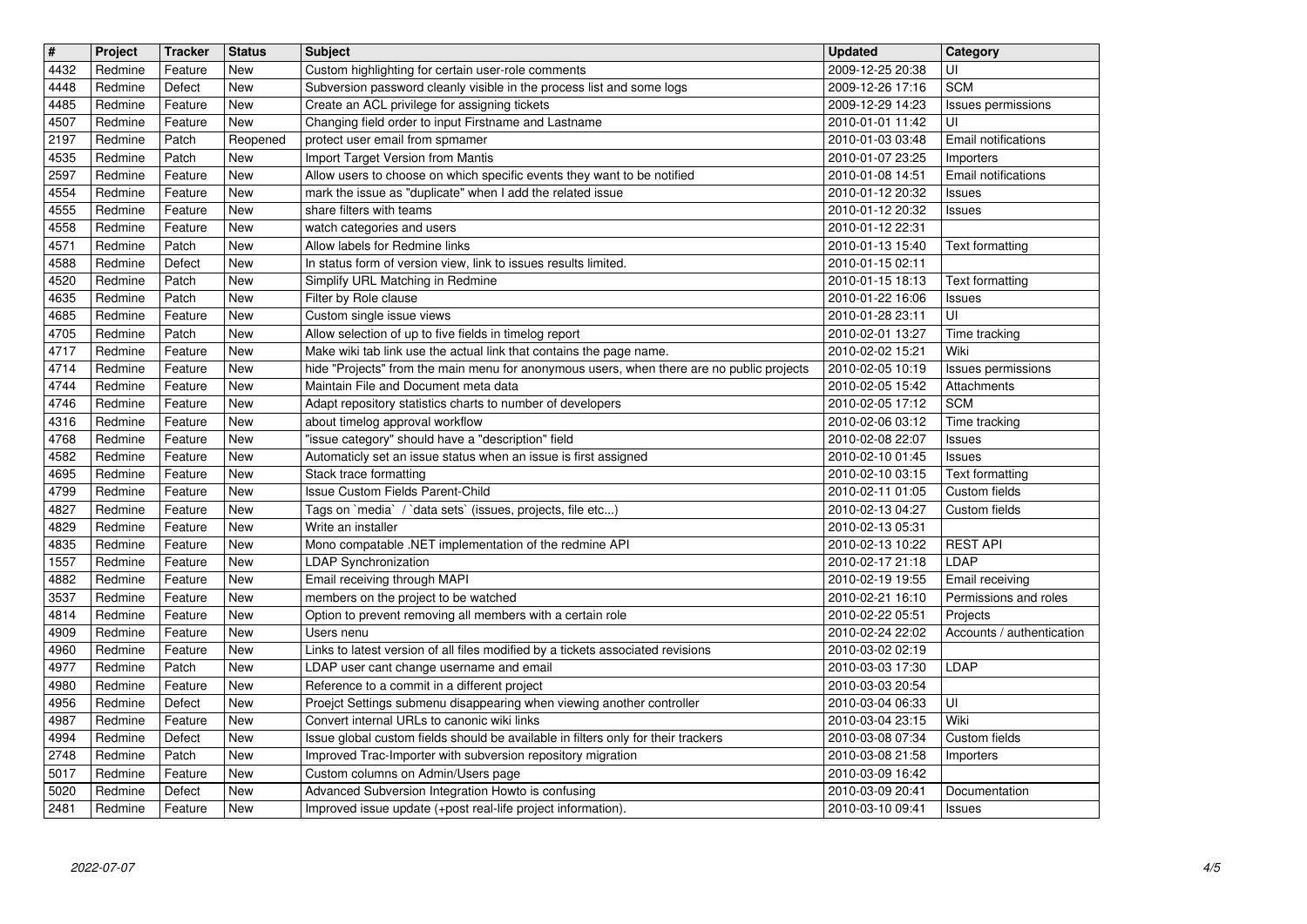| # | Project | Tracker | Status | Subject | Updated | Category |
| --- | --- | --- | --- | --- | --- | --- |
| 4432 | Redmine | Feature | New | Custom highlighting for certain user-role comments | 2009-12-25 20:38 | UI |
| 4448 | Redmine | Defect | New | Subversion password cleanly visible in the process list and some logs | 2009-12-26 17:16 | SCM |
| 4485 | Redmine | Feature | New | Create an ACL privilege for assigning tickets | 2009-12-29 14:23 | Issues permissions |
| 4507 | Redmine | Feature | New | Changing field order to input Firstname and Lastname | 2010-01-01 11:42 | UI |
| 2197 | Redmine | Patch | Reopened | protect user email from spmamer | 2010-01-03 03:48 | Email notifications |
| 4535 | Redmine | Patch | New | Import Target Version from Mantis | 2010-01-07 23:25 | Importers |
| 2597 | Redmine | Feature | New | Allow users to choose on which specific events they want to be notified | 2010-01-08 14:51 | Email notifications |
| 4554 | Redmine | Feature | New | mark the issue as "duplicate" when I add the related issue | 2010-01-12 20:32 | Issues |
| 4555 | Redmine | Feature | New | share filters with teams | 2010-01-12 20:32 | Issues |
| 4558 | Redmine | Feature | New | watch categories and users | 2010-01-12 22:31 | |
| 4571 | Redmine | Patch | New | Allow labels for Redmine links | 2010-01-13 15:40 | Text formatting |
| 4588 | Redmine | Defect | New | In status form of version view, link to issues results limited. | 2010-01-15 02:11 | |
| 4520 | Redmine | Patch | New | Simplify URL Matching in Redmine | 2010-01-15 18:13 | Text formatting |
| 4635 | Redmine | Patch | New | Filter by Role clause | 2010-01-22 16:06 | Issues |
| 4685 | Redmine | Feature | New | Custom single issue views | 2010-01-28 23:11 | UI |
| 4705 | Redmine | Patch | New | Allow selection of up to five fields in timelog report | 2010-02-01 13:27 | Time tracking |
| 4717 | Redmine | Feature | New | Make wiki tab link use the actual link that contains the page name. | 2010-02-02 15:21 | Wiki |
| 4714 | Redmine | Feature | New | hide "Projects" from the main menu for anonymous users, when there are no public projects | 2010-02-05 10:19 | Issues permissions |
| 4744 | Redmine | Feature | New | Maintain File and Document meta data | 2010-02-05 15:42 | Attachments |
| 4746 | Redmine | Feature | New | Adapt repository statistics charts to number of developers | 2010-02-05 17:12 | SCM |
| 4316 | Redmine | Feature | New | about timelog approval workflow | 2010-02-06 03:12 | Time tracking |
| 4768 | Redmine | Feature | New | "issue category" should have a "description" field | 2010-02-08 22:07 | Issues |
| 4582 | Redmine | Feature | New | Automaticly set an issue status when an issue is first assigned | 2010-02-10 01:45 | Issues |
| 4695 | Redmine | Feature | New | Stack trace formatting | 2010-02-10 03:15 | Text formatting |
| 4799 | Redmine | Feature | New | Issue Custom Fields Parent-Child | 2010-02-11 01:05 | Custom fields |
| 4827 | Redmine | Feature | New | Tags on `media` / `data sets` (issues, projects, file etc...) | 2010-02-13 04:27 | Custom fields |
| 4829 | Redmine | Feature | New | Write an installer | 2010-02-13 05:31 | |
| 4835 | Redmine | Feature | New | Mono compatable .NET implementation of the redmine API | 2010-02-13 10:22 | REST API |
| 1557 | Redmine | Feature | New | LDAP Synchronization | 2010-02-17 21:18 | LDAP |
| 4882 | Redmine | Feature | New | Email receiving through MAPI | 2010-02-19 19:55 | Email receiving |
| 3537 | Redmine | Feature | New | members on the project to be watched | 2010-02-21 16:10 | Permissions and roles |
| 4814 | Redmine | Feature | New | Option to prevent removing all members with a certain role | 2010-02-22 05:51 | Projects |
| 4909 | Redmine | Feature | New | Users nenu | 2010-02-24 22:02 | Accounts / authentication |
| 4960 | Redmine | Feature | New | Links to latest version of all files modified by a tickets associated revisions | 2010-03-02 02:19 | |
| 4977 | Redmine | Patch | New | LDAP user cant change username and email | 2010-03-03 17:30 | LDAP |
| 4980 | Redmine | Feature | New | Reference to a commit in a different project | 2010-03-03 20:54 | |
| 4956 | Redmine | Defect | New | Proejct Settings submenu disappearing when viewing another controller | 2010-03-04 06:33 | UI |
| 4987 | Redmine | Feature | New | Convert internal URLs to canonic wiki links | 2010-03-04 23:15 | Wiki |
| 4994 | Redmine | Defect | New | Issue global custom fields should be available in filters only for their trackers | 2010-03-08 07:34 | Custom fields |
| 2748 | Redmine | Patch | New | Improved Trac-Importer with subversion repository migration | 2010-03-08 21:58 | Importers |
| 5017 | Redmine | Feature | New | Custom columns on Admin/Users page | 2010-03-09 16:42 | |
| 5020 | Redmine | Defect | New | Advanced Subversion Integration Howto is confusing | 2010-03-09 20:41 | Documentation |
| 2481 | Redmine | Feature | New | Improved issue update (+post real-life project information). | 2010-03-10 09:41 | Issues |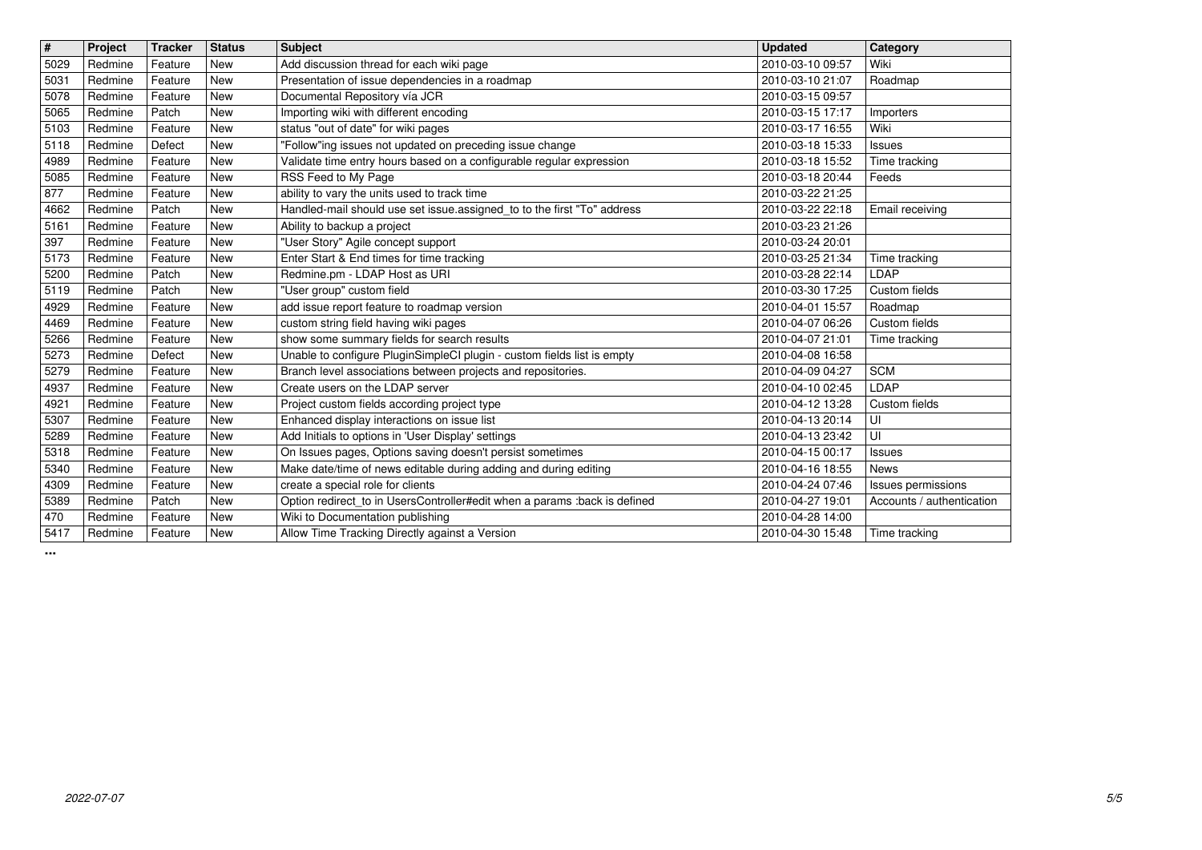| # | Project | Tracker | Status | Subject | Updated | Category |
|---|---|---|---|---|---|---|
| 5029 | Redmine | Feature | New | Add discussion thread for each wiki page | 2010-03-10 09:57 | Wiki |
| 5031 | Redmine | Feature | New | Presentation of issue dependencies in a roadmap | 2010-03-10 21:07 | Roadmap |
| 5078 | Redmine | Feature | New | Documental Repository vía JCR | 2010-03-15 09:57 | |
| 5065 | Redmine | Patch | New | Importing wiki with different encoding | 2010-03-15 17:17 | Importers |
| 5103 | Redmine | Feature | New | status "out of date" for wiki pages | 2010-03-17 16:55 | Wiki |
| 5118 | Redmine | Defect | New | "Follow"ing issues not updated on preceding issue change | 2010-03-18 15:33 | Issues |
| 4989 | Redmine | Feature | New | Validate time entry hours based on a configurable regular expression | 2010-03-18 15:52 | Time tracking |
| 5085 | Redmine | Feature | New | RSS Feed to My Page | 2010-03-18 20:44 | Feeds |
| 877 | Redmine | Feature | New | ability to vary the units used to track time | 2010-03-22 21:25 | |
| 4662 | Redmine | Patch | New | Handled-mail should use set issue.assigned_to to the first "To" address | 2010-03-22 22:18 | Email receiving |
| 5161 | Redmine | Feature | New | Ability to backup a project | 2010-03-23 21:26 | |
| 397 | Redmine | Feature | New | "User Story" Agile concept support | 2010-03-24 20:01 | |
| 5173 | Redmine | Feature | New | Enter Start & End times for time tracking | 2010-03-25 21:34 | Time tracking |
| 5200 | Redmine | Patch | New | Redmine.pm - LDAP Host as URI | 2010-03-28 22:14 | LDAP |
| 5119 | Redmine | Patch | New | "User group" custom field | 2010-03-30 17:25 | Custom fields |
| 4929 | Redmine | Feature | New | add issue report feature to roadmap version | 2010-04-01 15:57 | Roadmap |
| 4469 | Redmine | Feature | New | custom string field having wiki pages | 2010-04-07 06:26 | Custom fields |
| 5266 | Redmine | Feature | New | show some summary fields for search results | 2010-04-07 21:01 | Time tracking |
| 5273 | Redmine | Defect | New | Unable to configure PluginSimpleCI plugin - custom fields list is empty | 2010-04-08 16:58 | |
| 5279 | Redmine | Feature | New | Branch level associations between projects and repositories. | 2010-04-09 04:27 | SCM |
| 4937 | Redmine | Feature | New | Create users on the LDAP server | 2010-04-10 02:45 | LDAP |
| 4921 | Redmine | Feature | New | Project custom fields according project type | 2010-04-12 13:28 | Custom fields |
| 5307 | Redmine | Feature | New | Enhanced display interactions on issue list | 2010-04-13 20:14 | UI |
| 5289 | Redmine | Feature | New | Add Initials to options in 'User Display' settings | 2010-04-13 23:42 | UI |
| 5318 | Redmine | Feature | New | On Issues pages, Options saving doesn't persist sometimes | 2010-04-15 00:17 | Issues |
| 5340 | Redmine | Feature | New | Make date/time of news editable during adding and during editing | 2010-04-16 18:55 | News |
| 4309 | Redmine | Feature | New | create a special role for clients | 2010-04-24 07:46 | Issues permissions |
| 5389 | Redmine | Patch | New | Option redirect_to in UsersController#edit when a params :back is defined | 2010-04-27 19:01 | Accounts / authentication |
| 470 | Redmine | Feature | New | Wiki to Documentation publishing | 2010-04-28 14:00 | |
| 5417 | Redmine | Feature | New | Allow Time Tracking Directly against a Version | 2010-04-30 15:48 | Time tracking |

...

2022-07-07